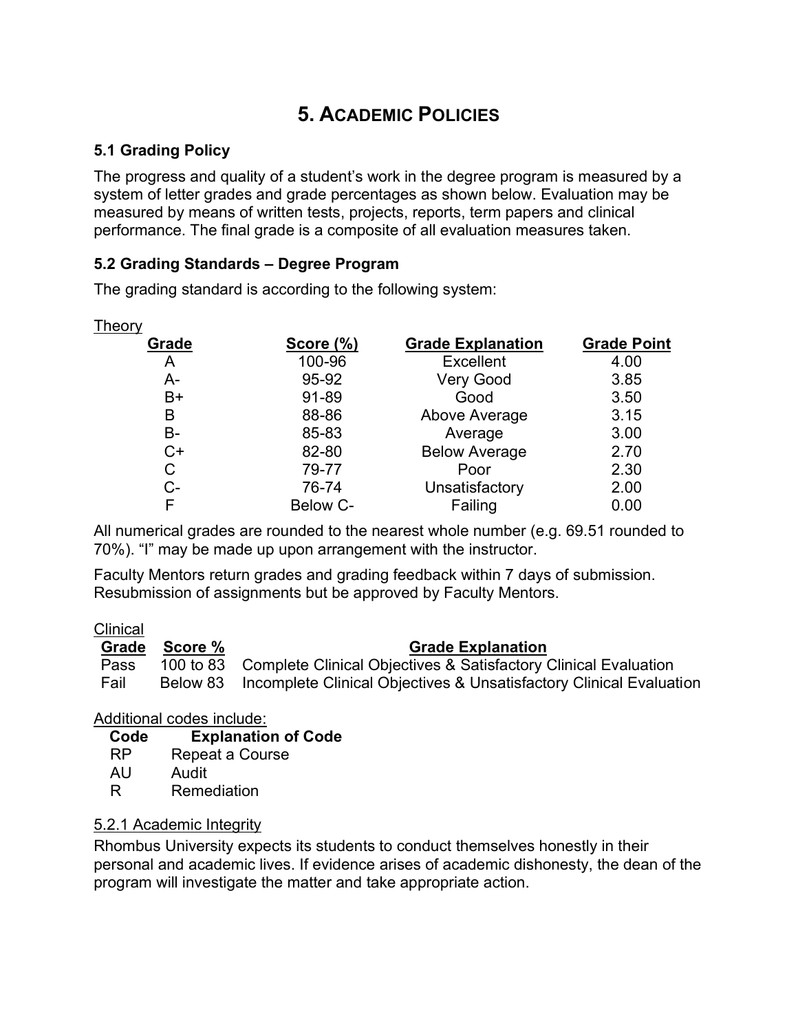# 5. Academic Policies

### 5.1 Grading Policy

The progress and quality of a student's work in the degree program is measured by a system of letter grades and grade percentages as shown below. Evaluation may be measured by means of written tests, projects, reports, term papers and clinical performance. The final grade is a composite of all evaluation measures taken.

### 5.2 Grading Standards – Degree Program

The grading standard is according to the following system:

Theory

| Grade | Score (%) | Grade Explanation | Grade Point |
|---|---|---|---|
| A | 100-96 | Excellent | 4.00 |
| A- | 95-92 | Very Good | 3.85 |
| B+ | 91-89 | Good | 3.50 |
| B | 88-86 | Above Average | 3.15 |
| B- | 85-83 | Average | 3.00 |
| C+ | 82-80 | Below Average | 2.70 |
| C | 79-77 | Poor | 2.30 |
| C- | 76-74 | Unsatisfactory | 2.00 |
| F | Below C- | Failing | 0.00 |

All numerical grades are rounded to the nearest whole number (e.g. 69.51 rounded to 70%). "I" may be made up upon arrangement with the instructor.

Faculty Mentors return grades and grading feedback within 7 days of submission. Resubmission of assignments but be approved by Faculty Mentors.

Clinical

| Grade | Score % | Grade Explanation |
|---|---|---|
| Pass | 100 to 83 | Complete Clinical Objectives & Satisfactory Clinical Evaluation |
| Fail | Below 83 | Incomplete Clinical Objectives & Unsatisfactory Clinical Evaluation |

Additional codes include:

| Code | Explanation of Code |
|---|---|
| RP | Repeat a Course |
| AU | Audit |
| R | Remediation |

#### 5.2.1 Academic Integrity

Rhombus University expects its students to conduct themselves honestly in their personal and academic lives. If evidence arises of academic dishonesty, the dean of the program will investigate the matter and take appropriate action.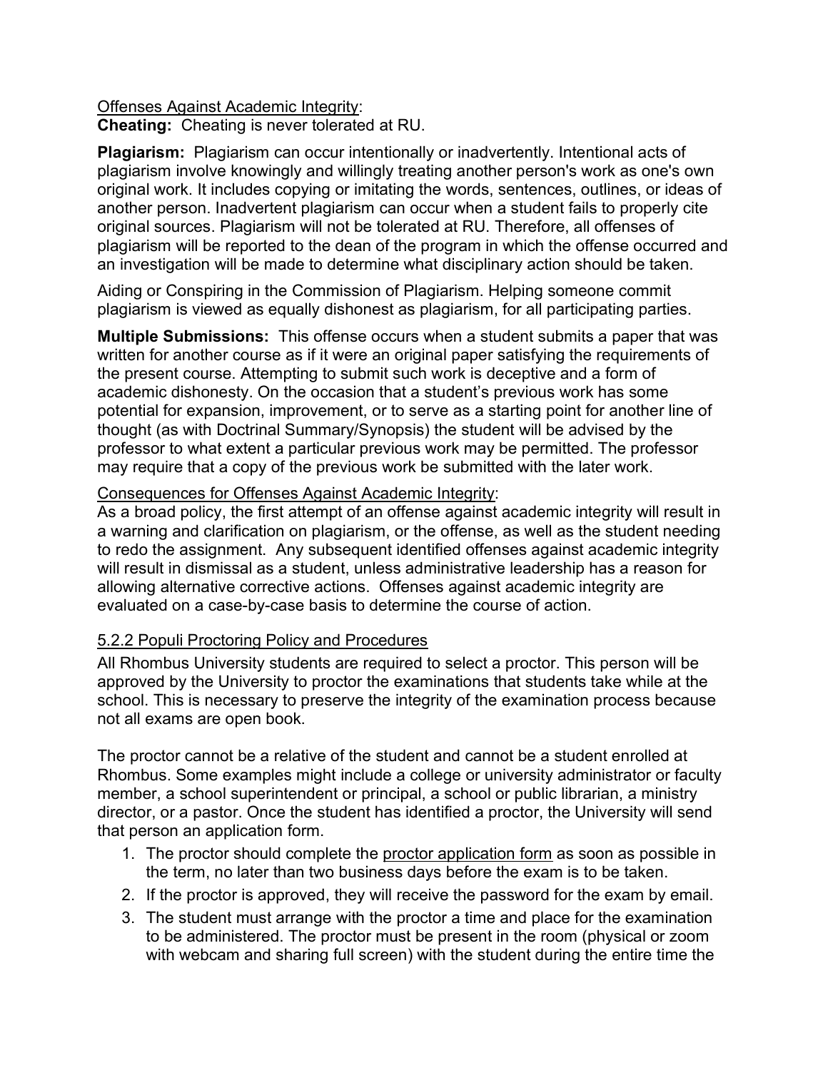Offenses Against Academic Integrity:

**Cheating:** Cheating is never tolerated at RU.

**Plagiarism:** Plagiarism can occur intentionally or inadvertently. Intentional acts of plagiarism involve knowingly and willingly treating another person's work as one's own original work. It includes copying or imitating the words, sentences, outlines, or ideas of another person. Inadvertent plagiarism can occur when a student fails to properly cite original sources. Plagiarism will not be tolerated at RU. Therefore, all offenses of plagiarism will be reported to the dean of the program in which the offense occurred and an investigation will be made to determine what disciplinary action should be taken.

Aiding or Conspiring in the Commission of Plagiarism. Helping someone commit plagiarism is viewed as equally dishonest as plagiarism, for all participating parties.

**Multiple Submissions:** This offense occurs when a student submits a paper that was written for another course as if it were an original paper satisfying the requirements of the present course. Attempting to submit such work is deceptive and a form of academic dishonesty. On the occasion that a student's previous work has some potential for expansion, improvement, or to serve as a starting point for another line of thought (as with Doctrinal Summary/Synopsis) the student will be advised by the professor to what extent a particular previous work may be permitted. The professor may require that a copy of the previous work be submitted with the later work.

Consequences for Offenses Against Academic Integrity:

As a broad policy, the first attempt of an offense against academic integrity will result in a warning and clarification on plagiarism, or the offense, as well as the student needing to redo the assignment. Any subsequent identified offenses against academic integrity will result in dismissal as a student, unless administrative leadership has a reason for allowing alternative corrective actions. Offenses against academic integrity are evaluated on a case-by-case basis to determine the course of action.

### 5.2.2 Populi Proctoring Policy and Procedures

All Rhombus University students are required to select a proctor. This person will be approved by the University to proctor the examinations that students take while at the school. This is necessary to preserve the integrity of the examination process because not all exams are open book.

The proctor cannot be a relative of the student and cannot be a student enrolled at Rhombus. Some examples might include a college or university administrator or faculty member, a school superintendent or principal, a school or public librarian, a ministry director, or a pastor. Once the student has identified a proctor, the University will send that person an application form.

1. The proctor should complete the proctor application form as soon as possible in the term, no later than two business days before the exam is to be taken.
2. If the proctor is approved, they will receive the password for the exam by email.
3. The student must arrange with the proctor a time and place for the examination to be administered. The proctor must be present in the room (physical or zoom with webcam and sharing full screen) with the student during the entire time the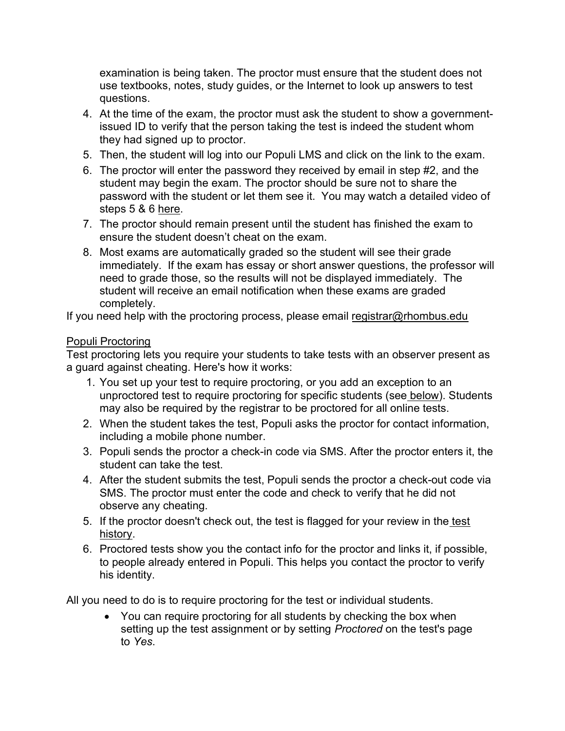examination is being taken. The proctor must ensure that the student does not use textbooks, notes, study guides, or the Internet to look up answers to test questions.

4. At the time of the exam, the proctor must ask the student to show a government-issued ID to verify that the person taking the test is indeed the student whom they had signed up to proctor.
5. Then, the student will log into our Populi LMS and click on the link to the exam.
6. The proctor will enter the password they received by email in step #2, and the student may begin the exam. The proctor should be sure not to share the password with the student or let them see it. You may watch a detailed video of steps 5 & 6 here.
7. The proctor should remain present until the student has finished the exam to ensure the student doesn't cheat on the exam.
8. Most exams are automatically graded so the student will see their grade immediately. If the exam has essay or short answer questions, the professor will need to grade those, so the results will not be displayed immediately. The student will receive an email notification when these exams are graded completely.

If you need help with the proctoring process, please email registrar@rhombus.edu

## Populi Proctoring

Test proctoring lets you require your students to take tests with an observer present as a guard against cheating. Here's how it works:

1. You set up your test to require proctoring, or you add an exception to an unproctored test to require proctoring for specific students (see below). Students may also be required by the registrar to be proctored for all online tests.
2. When the student takes the test, Populi asks the proctor for contact information, including a mobile phone number.
3. Populi sends the proctor a check-in code via SMS. After the proctor enters it, the student can take the test.
4. After the student submits the test, Populi sends the proctor a check-out code via SMS. The proctor must enter the code and check to verify that he did not observe any cheating.
5. If the proctor doesn't check out, the test is flagged for your review in the test history.
6. Proctored tests show you the contact info for the proctor and links it, if possible, to people already entered in Populi. This helps you contact the proctor to verify his identity.

All you need to do is to require proctoring for the test or individual students.

- You can require proctoring for all students by checking the box when setting up the test assignment or by setting *Proctored* on the test's page to *Yes*.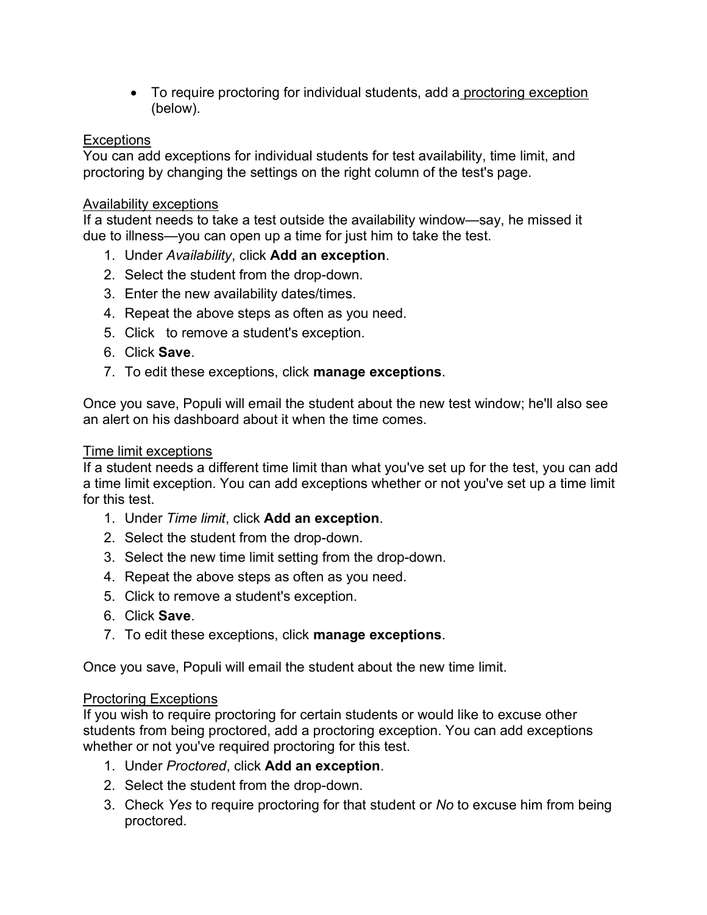- To require proctoring for individual students, add a proctoring exception (below).

## Exceptions

You can add exceptions for individual students for test availability, time limit, and proctoring by changing the settings on the right column of the test's page.

### Availability exceptions

If a student needs to take a test outside the availability window—say, he missed it due to illness—you can open up a time for just him to take the test.

1. Under *Availability*, click **Add an exception**.
2. Select the student from the drop-down.
3. Enter the new availability dates/times.
4. Repeat the above steps as often as you need.
5. Click to remove a student's exception.
6. Click **Save**.
7. To edit these exceptions, click **manage exceptions**.

Once you save, Populi will email the student about the new test window; he'll also see an alert on his dashboard about it when the time comes.

### Time limit exceptions

If a student needs a different time limit than what you've set up for the test, you can add a time limit exception. You can add exceptions whether or not you've set up a time limit for this test.

1. Under *Time limit*, click **Add an exception**.
2. Select the student from the drop-down.
3. Select the new time limit setting from the drop-down.
4. Repeat the above steps as often as you need.
5. Click to remove a student's exception.
6. Click **Save**.
7. To edit these exceptions, click **manage exceptions**.

Once you save, Populi will email the student about the new time limit.

### Proctoring Exceptions

If you wish to require proctoring for certain students or would like to excuse other students from being proctored, add a proctoring exception. You can add exceptions whether or not you've required proctoring for this test.

1. Under *Proctored*, click **Add an exception**.
2. Select the student from the drop-down.
3. Check *Yes* to require proctoring for that student or *No* to excuse him from being proctored.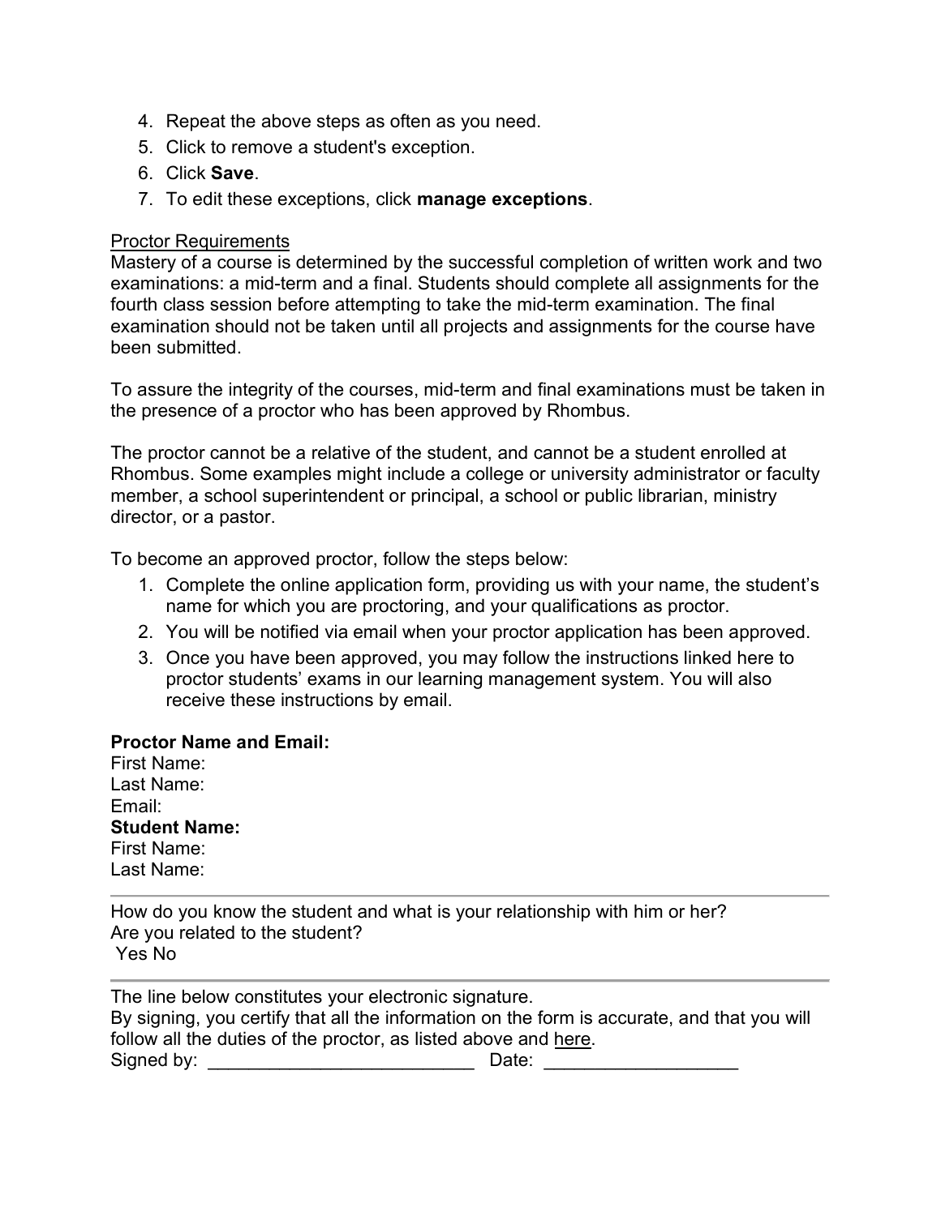4. Repeat the above steps as often as you need.
5. Click to remove a student's exception.
6. Click **Save**.
7. To edit these exceptions, click **manage exceptions**.

Proctor Requirements

Mastery of a course is determined by the successful completion of written work and two examinations: a mid-term and a final. Students should complete all assignments for the fourth class session before attempting to take the mid-term examination. The final examination should not be taken until all projects and assignments for the course have been submitted.

To assure the integrity of the courses, mid-term and final examinations must be taken in the presence of a proctor who has been approved by Rhombus.

The proctor cannot be a relative of the student, and cannot be a student enrolled at Rhombus. Some examples might include a college or university administrator or faculty member, a school superintendent or principal, a school or public librarian, ministry director, or a pastor.

To become an approved proctor, follow the steps below:

1. Complete the online application form, providing us with your name, the student's name for which you are proctoring, and your qualifications as proctor.
2. You will be notified via email when your proctor application has been approved.
3. Once you have been approved, you may follow the instructions linked here to proctor students' exams in our learning management system. You will also receive these instructions by email.

**Proctor Name and Email:**
First Name:
Last Name:
Email:
**Student Name:**
First Name:
Last Name:

---

How do you know the student and what is your relationship with him or her?
Are you related to the student?
Yes No

---

The line below constitutes your electronic signature.
By signing, you certify that all the information on the form is accurate, and that you will follow all the duties of the proctor, as listed above and here.
Signed by: __________________________ Date: ___________________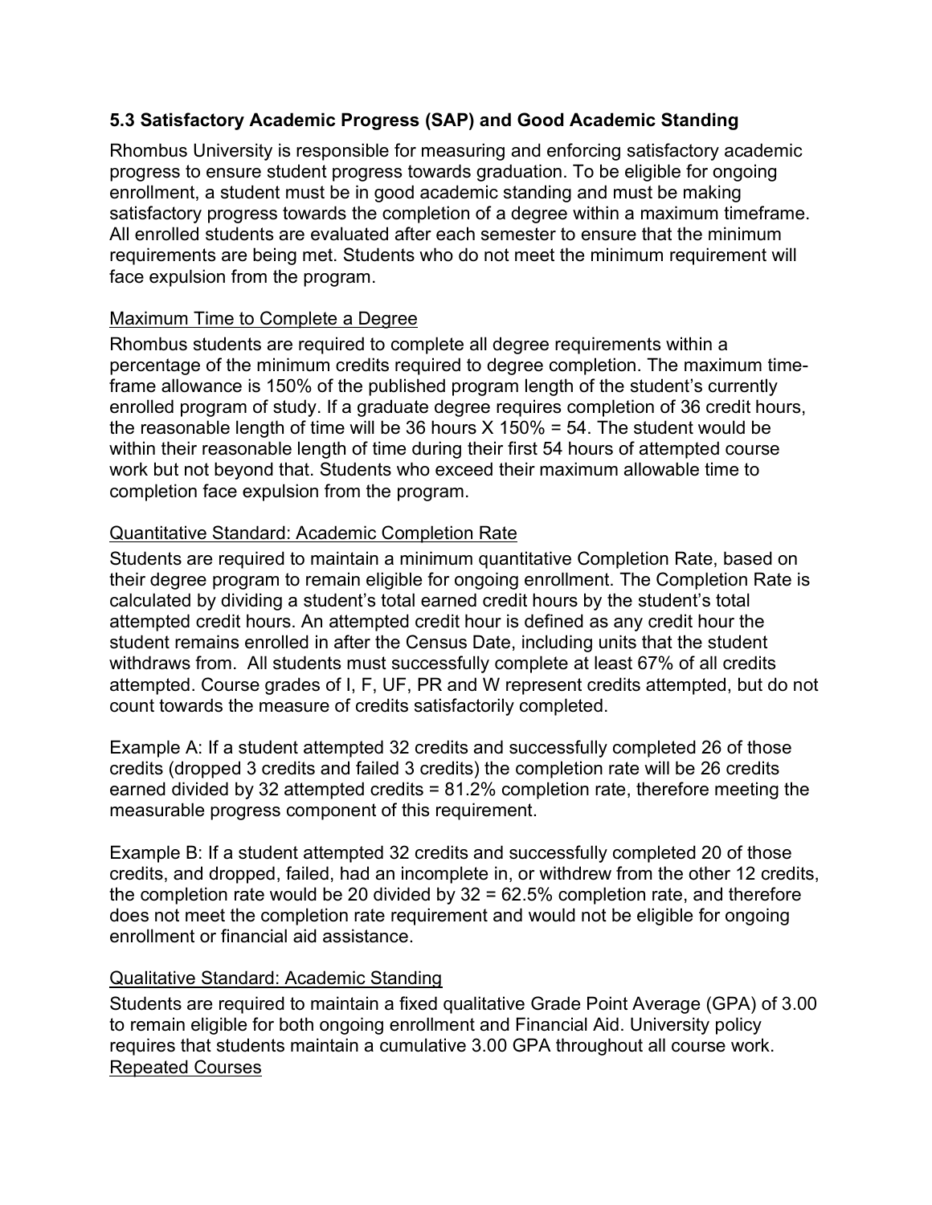### 5.3 Satisfactory Academic Progress (SAP) and Good Academic Standing

Rhombus University is responsible for measuring and enforcing satisfactory academic progress to ensure student progress towards graduation. To be eligible for ongoing enrollment, a student must be in good academic standing and must be making satisfactory progress towards the completion of a degree within a maximum timeframe. All enrolled students are evaluated after each semester to ensure that the minimum requirements are being met. Students who do not meet the minimum requirement will face expulsion from the program.

<u>Maximum Time to Complete a Degree</u>

Rhombus students are required to complete all degree requirements within a percentage of the minimum credits required to degree completion. The maximum time-frame allowance is 150% of the published program length of the student's currently enrolled program of study. If a graduate degree requires completion of 36 credit hours, the reasonable length of time will be 36 hours X 150% = 54. The student would be within their reasonable length of time during their first 54 hours of attempted course work but not beyond that. Students who exceed their maximum allowable time to completion face expulsion from the program.

<u>Quantitative Standard: Academic Completion Rate</u>

Students are required to maintain a minimum quantitative Completion Rate, based on their degree program to remain eligible for ongoing enrollment. The Completion Rate is calculated by dividing a student's total earned credit hours by the student's total attempted credit hours. An attempted credit hour is defined as any credit hour the student remains enrolled in after the Census Date, including units that the student withdraws from. All students must successfully complete at least 67% of all credits attempted. Course grades of I, F, UF, PR and W represent credits attempted, but do not count towards the measure of credits satisfactorily completed.

Example A: If a student attempted 32 credits and successfully completed 26 of those credits (dropped 3 credits and failed 3 credits) the completion rate will be 26 credits earned divided by 32 attempted credits = 81.2% completion rate, therefore meeting the measurable progress component of this requirement.

Example B: If a student attempted 32 credits and successfully completed 20 of those credits, and dropped, failed, had an incomplete in, or withdrew from the other 12 credits, the completion rate would be 20 divided by 32 = 62.5% completion rate, and therefore does not meet the completion rate requirement and would not be eligible for ongoing enrollment or financial aid assistance.

<u>Qualitative Standard: Academic Standing</u>

Students are required to maintain a fixed qualitative Grade Point Average (GPA) of 3.00 to remain eligible for both ongoing enrollment and Financial Aid. University policy requires that students maintain a cumulative 3.00 GPA throughout all course work.

<u>Repeated Courses</u>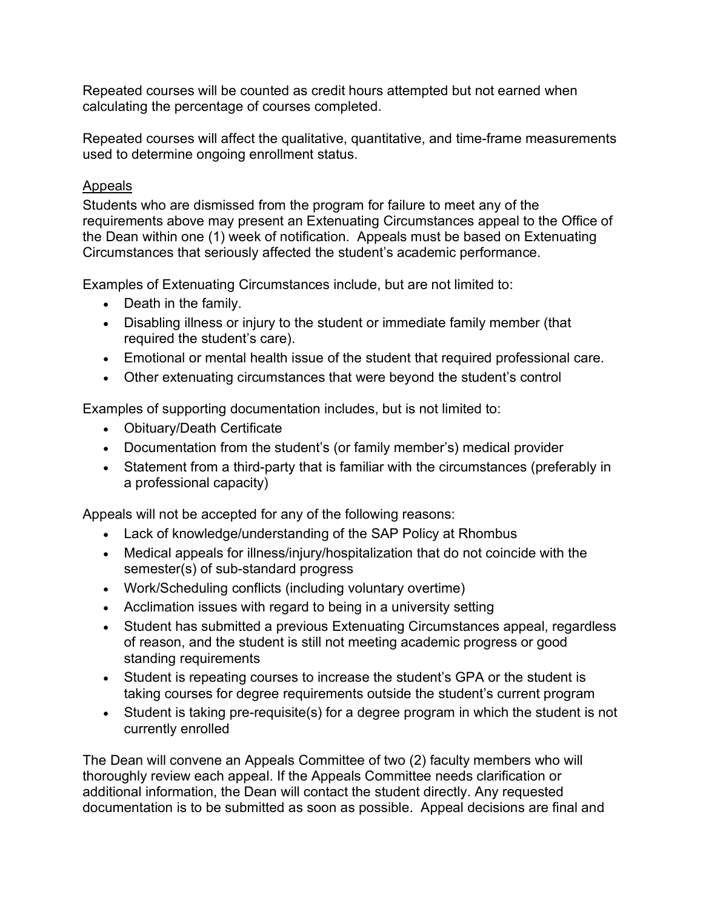Repeated courses will be counted as credit hours attempted but not earned when calculating the percentage of courses completed.

Repeated courses will affect the qualitative, quantitative, and time-frame measurements used to determine ongoing enrollment status.

<u>Appeals</u>

Students who are dismissed from the program for failure to meet any of the requirements above may present an Extenuating Circumstances appeal to the Office of the Dean within one (1) week of notification. Appeals must be based on Extenuating Circumstances that seriously affected the student's academic performance.

Examples of Extenuating Circumstances include, but are not limited to:

- Death in the family.
- Disabling illness or injury to the student or immediate family member (that required the student's care).
- Emotional or mental health issue of the student that required professional care.
- Other extenuating circumstances that were beyond the student's control

Examples of supporting documentation includes, but is not limited to:

- Obituary/Death Certificate
- Documentation from the student's (or family member's) medical provider
- Statement from a third-party that is familiar with the circumstances (preferably in a professional capacity)

Appeals will not be accepted for any of the following reasons:

- Lack of knowledge/understanding of the SAP Policy at Rhombus
- Medical appeals for illness/injury/hospitalization that do not coincide with the semester(s) of sub-standard progress
- Work/Scheduling conflicts (including voluntary overtime)
- Acclimation issues with regard to being in a university setting
- Student has submitted a previous Extenuating Circumstances appeal, regardless of reason, and the student is still not meeting academic progress or good standing requirements
- Student is repeating courses to increase the student's GPA or the student is taking courses for degree requirements outside the student's current program
- Student is taking pre-requisite(s) for a degree program in which the student is not currently enrolled

The Dean will convene an Appeals Committee of two (2) faculty members who will thoroughly review each appeal. If the Appeals Committee needs clarification or additional information, the Dean will contact the student directly. Any requested documentation is to be submitted as soon as possible. Appeal decisions are final and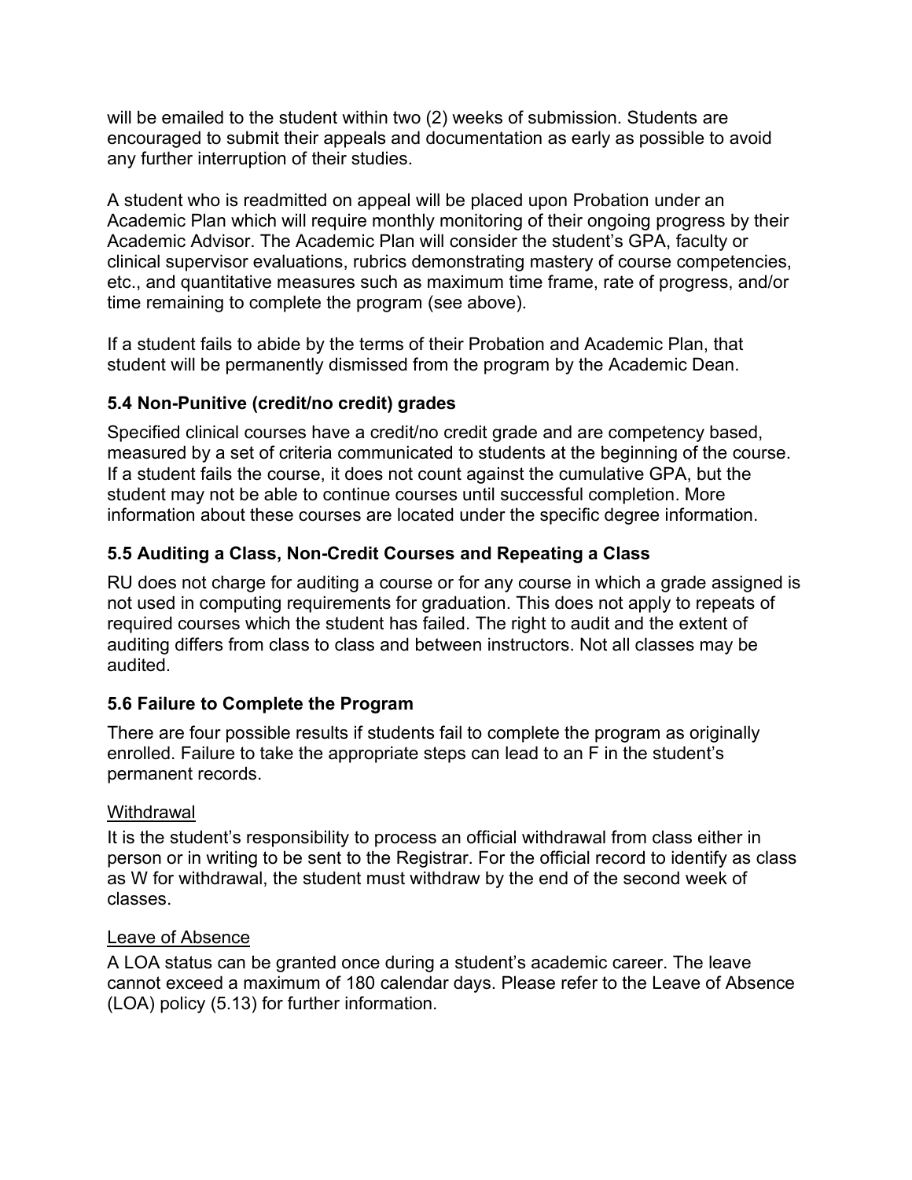will be emailed to the student within two (2) weeks of submission. Students are encouraged to submit their appeals and documentation as early as possible to avoid any further interruption of their studies.

A student who is readmitted on appeal will be placed upon Probation under an Academic Plan which will require monthly monitoring of their ongoing progress by their Academic Advisor. The Academic Plan will consider the student's GPA, faculty or clinical supervisor evaluations, rubrics demonstrating mastery of course competencies, etc., and quantitative measures such as maximum time frame, rate of progress, and/or time remaining to complete the program (see above).

If a student fails to abide by the terms of their Probation and Academic Plan, that student will be permanently dismissed from the program by the Academic Dean.

### 5.4 Non-Punitive (credit/no credit) grades

Specified clinical courses have a credit/no credit grade and are competency based, measured by a set of criteria communicated to students at the beginning of the course. If a student fails the course, it does not count against the cumulative GPA, but the student may not be able to continue courses until successful completion. More information about these courses are located under the specific degree information.

### 5.5 Auditing a Class, Non-Credit Courses and Repeating a Class

RU does not charge for auditing a course or for any course in which a grade assigned is not used in computing requirements for graduation. This does not apply to repeats of required courses which the student has failed. The right to audit and the extent of auditing differs from class to class and between instructors. Not all classes may be audited.

### 5.6 Failure to Complete the Program

There are four possible results if students fail to complete the program as originally enrolled. Failure to take the appropriate steps can lead to an F in the student's permanent records.

<u>Withdrawal</u>

It is the student's responsibility to process an official withdrawal from class either in person or in writing to be sent to the Registrar. For the official record to identify as class as W for withdrawal, the student must withdraw by the end of the second week of classes.

<u>Leave of Absence</u>

A LOA status can be granted once during a student's academic career. The leave cannot exceed a maximum of 180 calendar days. Please refer to the Leave of Absence (LOA) policy (5.13) for further information.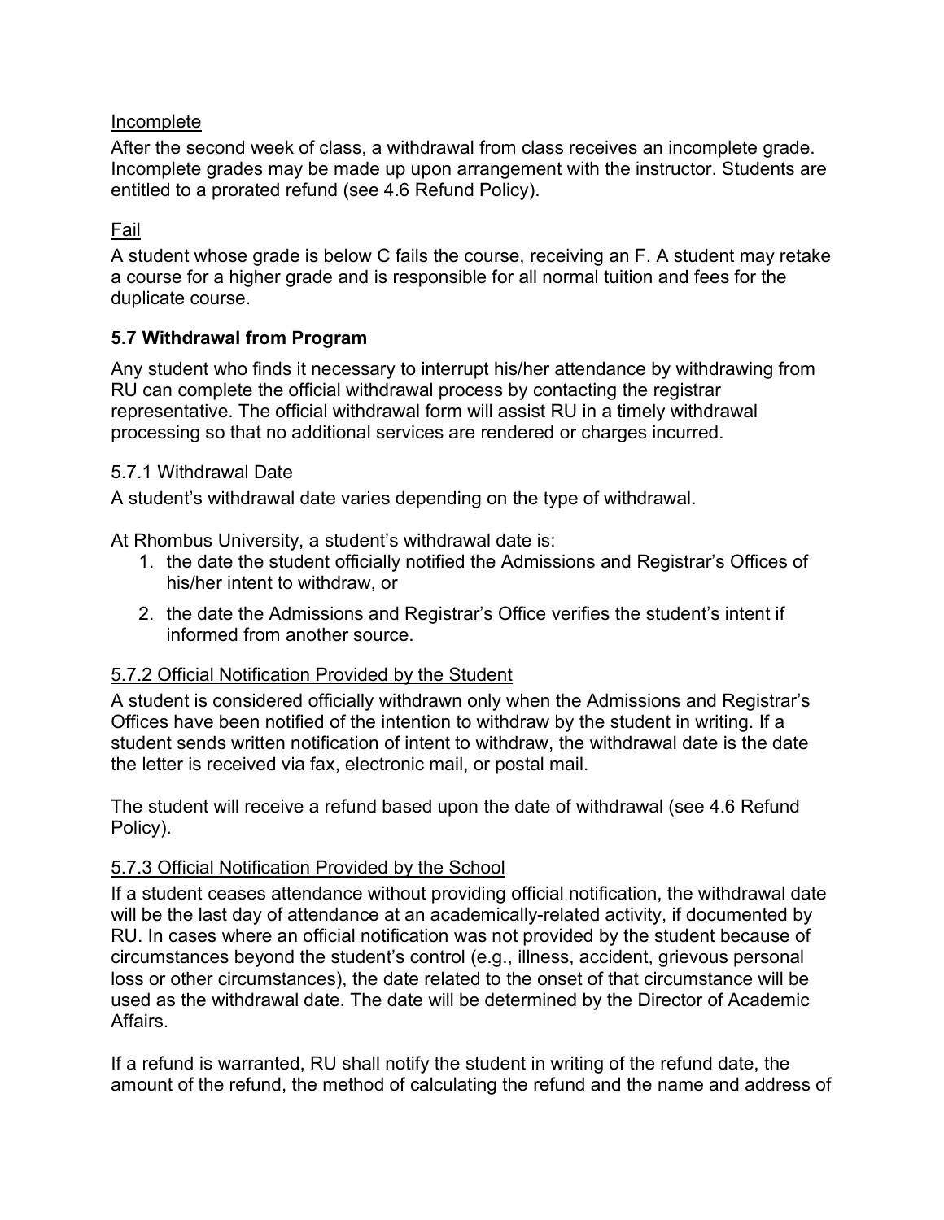Incomplete

After the second week of class, a withdrawal from class receives an incomplete grade. Incomplete grades may be made up upon arrangement with the instructor. Students are entitled to a prorated refund (see 4.6 Refund Policy).

Fail

A student whose grade is below C fails the course, receiving an F. A student may retake a course for a higher grade and is responsible for all normal tuition and fees for the duplicate course.

### 5.7 Withdrawal from Program

Any student who finds it necessary to interrupt his/her attendance by withdrawing from RU can complete the official withdrawal process by contacting the registrar representative. The official withdrawal form will assist RU in a timely withdrawal processing so that no additional services are rendered or charges incurred.

5.7.1 Withdrawal Date

A student's withdrawal date varies depending on the type of withdrawal.

At Rhombus University, a student's withdrawal date is:

1. the date the student officially notified the Admissions and Registrar's Offices of his/her intent to withdraw, or
2. the date the Admissions and Registrar's Office verifies the student's intent if informed from another source.

5.7.2 Official Notification Provided by the Student

A student is considered officially withdrawn only when the Admissions and Registrar's Offices have been notified of the intention to withdraw by the student in writing. If a student sends written notification of intent to withdraw, the withdrawal date is the date the letter is received via fax, electronic mail, or postal mail.

The student will receive a refund based upon the date of withdrawal (see 4.6 Refund Policy).

5.7.3 Official Notification Provided by the School

If a student ceases attendance without providing official notification, the withdrawal date will be the last day of attendance at an academically-related activity, if documented by RU. In cases where an official notification was not provided by the student because of circumstances beyond the student's control (e.g., illness, accident, grievous personal loss or other circumstances), the date related to the onset of that circumstance will be used as the withdrawal date. The date will be determined by the Director of Academic Affairs.

If a refund is warranted, RU shall notify the student in writing of the refund date, the amount of the refund, the method of calculating the refund and the name and address of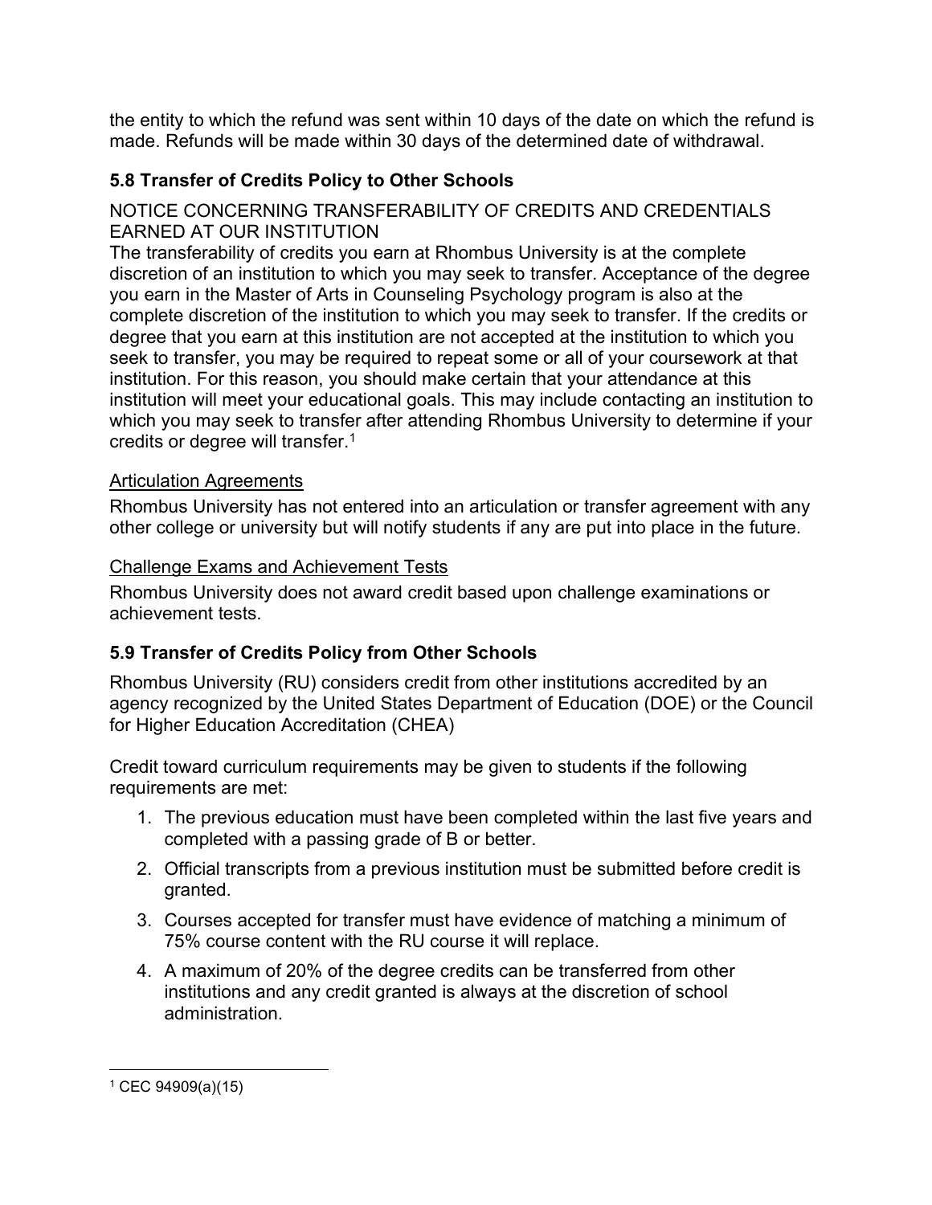the entity to which the refund was sent within 10 days of the date on which the refund is made. Refunds will be made within 30 days of the determined date of withdrawal.

### 5.8 Transfer of Credits Policy to Other Schools

NOTICE CONCERNING TRANSFERABILITY OF CREDITS AND CREDENTIALS EARNED AT OUR INSTITUTION

The transferability of credits you earn at Rhombus University is at the complete discretion of an institution to which you may seek to transfer. Acceptance of the degree you earn in the Master of Arts in Counseling Psychology program is also at the complete discretion of the institution to which you may seek to transfer. If the credits or degree that you earn at this institution are not accepted at the institution to which you seek to transfer, you may be required to repeat some or all of your coursework at that institution. For this reason, you should make certain that your attendance at this institution will meet your educational goals. This may include contacting an institution to which you may seek to transfer after attending Rhombus University to determine if your credits or degree will transfer.[1]

<u>Articulation Agreements</u>

Rhombus University has not entered into an articulation or transfer agreement with any other college or university but will notify students if any are put into place in the future.

<u>Challenge Exams and Achievement Tests</u>

Rhombus University does not award credit based upon challenge examinations or achievement tests.

### 5.9 Transfer of Credits Policy from Other Schools

Rhombus University (RU) considers credit from other institutions accredited by an agency recognized by the United States Department of Education (DOE) or the Council for Higher Education Accreditation (CHEA)

Credit toward curriculum requirements may be given to students if the following requirements are met:

1. The previous education must have been completed within the last five years and completed with a passing grade of B or better.
2. Official transcripts from a previous institution must be submitted before credit is granted.
3. Courses accepted for transfer must have evidence of matching a minimum of 75% course content with the RU course it will replace.
4. A maximum of 20% of the degree credits can be transferred from other institutions and any credit granted is always at the discretion of school administration.

---

[1] CEC 94909(a)(15)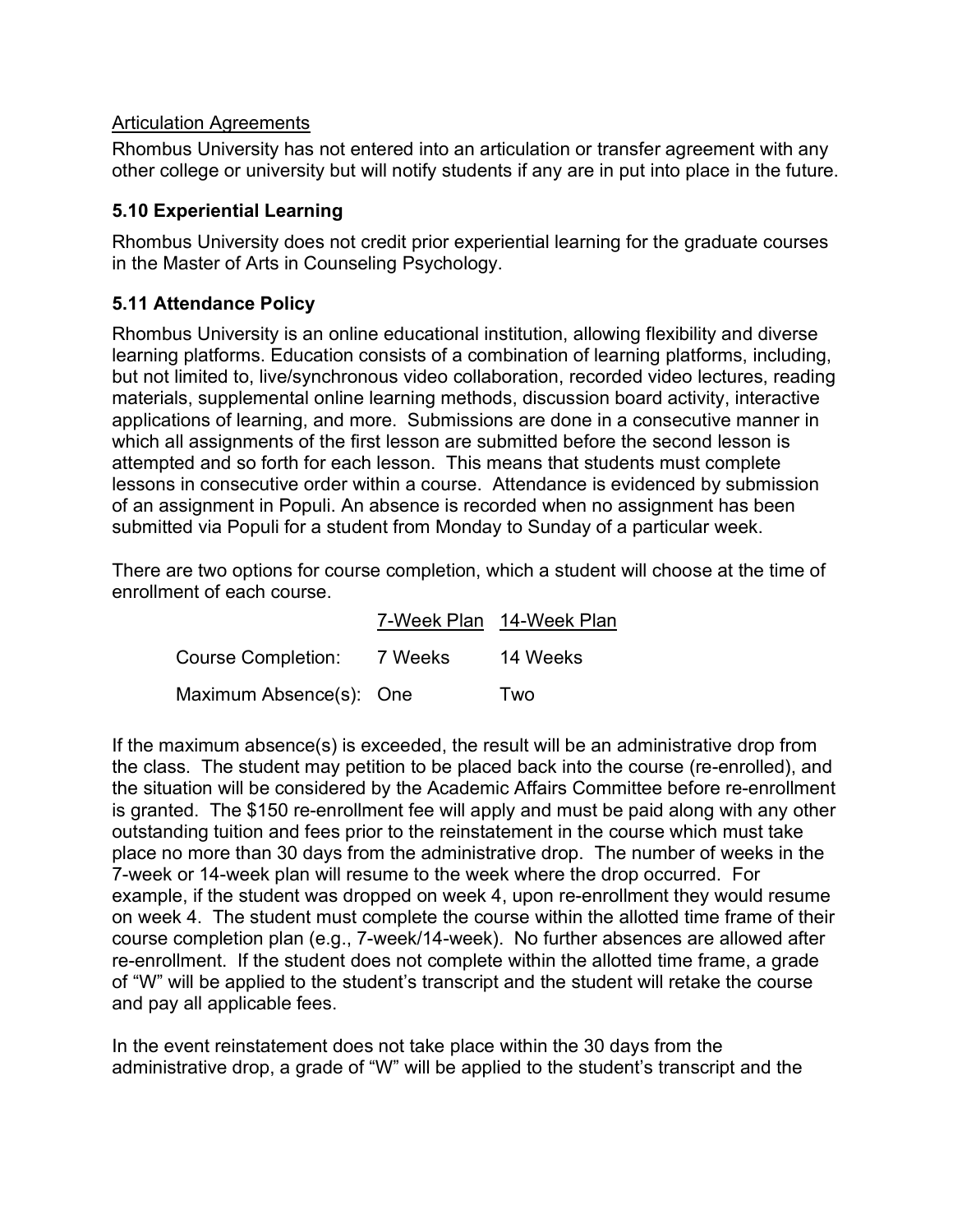Articulation Agreements

Rhombus University has not entered into an articulation or transfer agreement with any other college or university but will notify students if any are in put into place in the future.

### 5.10 Experiential Learning

Rhombus University does not credit prior experiential learning for the graduate courses in the Master of Arts in Counseling Psychology.

### 5.11 Attendance Policy

Rhombus University is an online educational institution, allowing flexibility and diverse learning platforms. Education consists of a combination of learning platforms, including, but not limited to, live/synchronous video collaboration, recorded video lectures, reading materials, supplemental online learning methods, discussion board activity, interactive applications of learning, and more. Submissions are done in a consecutive manner in which all assignments of the first lesson are submitted before the second lesson is attempted and so forth for each lesson. This means that students must complete lessons in consecutive order within a course. Attendance is evidenced by submission of an assignment in Populi. An absence is recorded when no assignment has been submitted via Populi for a student from Monday to Sunday of a particular week.

There are two options for course completion, which a student will choose at the time of enrollment of each course.

| | 7-Week Plan | 14-Week Plan |
|---|---|---|
| Course Completion: | 7 Weeks | 14 Weeks |
| Maximum Absence(s): | One | Two |

If the maximum absence(s) is exceeded, the result will be an administrative drop from the class. The student may petition to be placed back into the course (re-enrolled), and the situation will be considered by the Academic Affairs Committee before re-enrollment is granted. The $150 re-enrollment fee will apply and must be paid along with any other outstanding tuition and fees prior to the reinstatement in the course which must take place no more than 30 days from the administrative drop. The number of weeks in the 7-week or 14-week plan will resume to the week where the drop occurred. For example, if the student was dropped on week 4, upon re-enrollment they would resume on week 4. The student must complete the course within the allotted time frame of their course completion plan (e.g., 7-week/14-week). No further absences are allowed after re-enrollment. If the student does not complete within the allotted time frame, a grade of "W" will be applied to the student's transcript and the student will retake the course and pay all applicable fees.

In the event reinstatement does not take place within the 30 days from the administrative drop, a grade of "W" will be applied to the student's transcript and the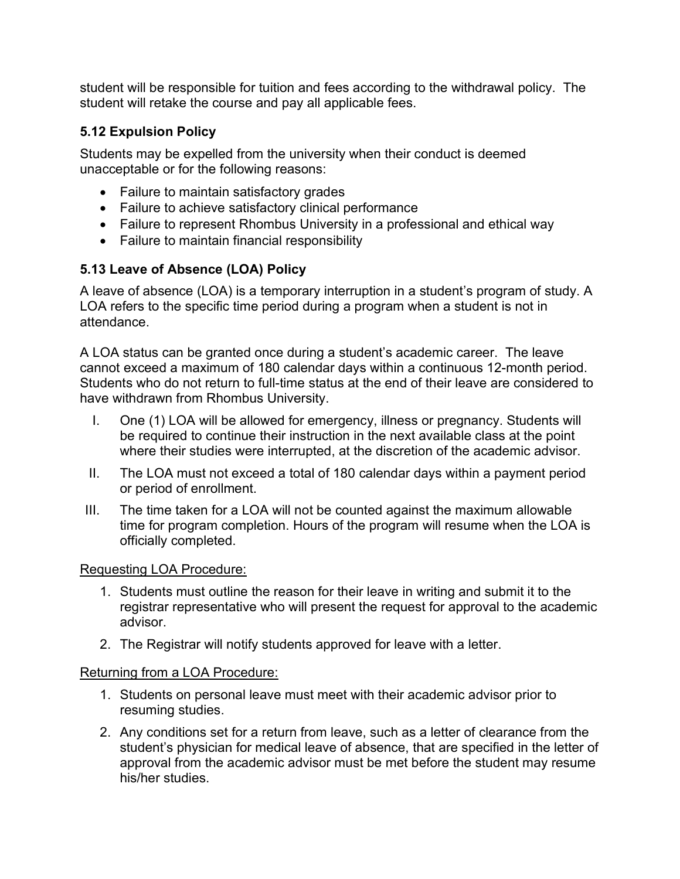student will be responsible for tuition and fees according to the withdrawal policy. The student will retake the course and pay all applicable fees.

### 5.12 Expulsion Policy

Students may be expelled from the university when their conduct is deemed unacceptable or for the following reasons:

- Failure to maintain satisfactory grades
- Failure to achieve satisfactory clinical performance
- Failure to represent Rhombus University in a professional and ethical way
- Failure to maintain financial responsibility

### 5.13 Leave of Absence (LOA) Policy

A leave of absence (LOA) is a temporary interruption in a student's program of study. A LOA refers to the specific time period during a program when a student is not in attendance.

A LOA status can be granted once during a student's academic career. The leave cannot exceed a maximum of 180 calendar days within a continuous 12-month period. Students who do not return to full-time status at the end of their leave are considered to have withdrawn from Rhombus University.

I. One (1) LOA will be allowed for emergency, illness or pregnancy. Students will be required to continue their instruction in the next available class at the point where their studies were interrupted, at the discretion of the academic advisor.

II. The LOA must not exceed a total of 180 calendar days within a payment period or period of enrollment.

III. The time taken for a LOA will not be counted against the maximum allowable time for program completion. Hours of the program will resume when the LOA is officially completed.

<u>Requesting LOA Procedure:</u>

1. Students must outline the reason for their leave in writing and submit it to the registrar representative who will present the request for approval to the academic advisor.
2. The Registrar will notify students approved for leave with a letter.

<u>Returning from a LOA Procedure:</u>

1. Students on personal leave must meet with their academic advisor prior to resuming studies.
2. Any conditions set for a return from leave, such as a letter of clearance from the student's physician for medical leave of absence, that are specified in the letter of approval from the academic advisor must be met before the student may resume his/her studies.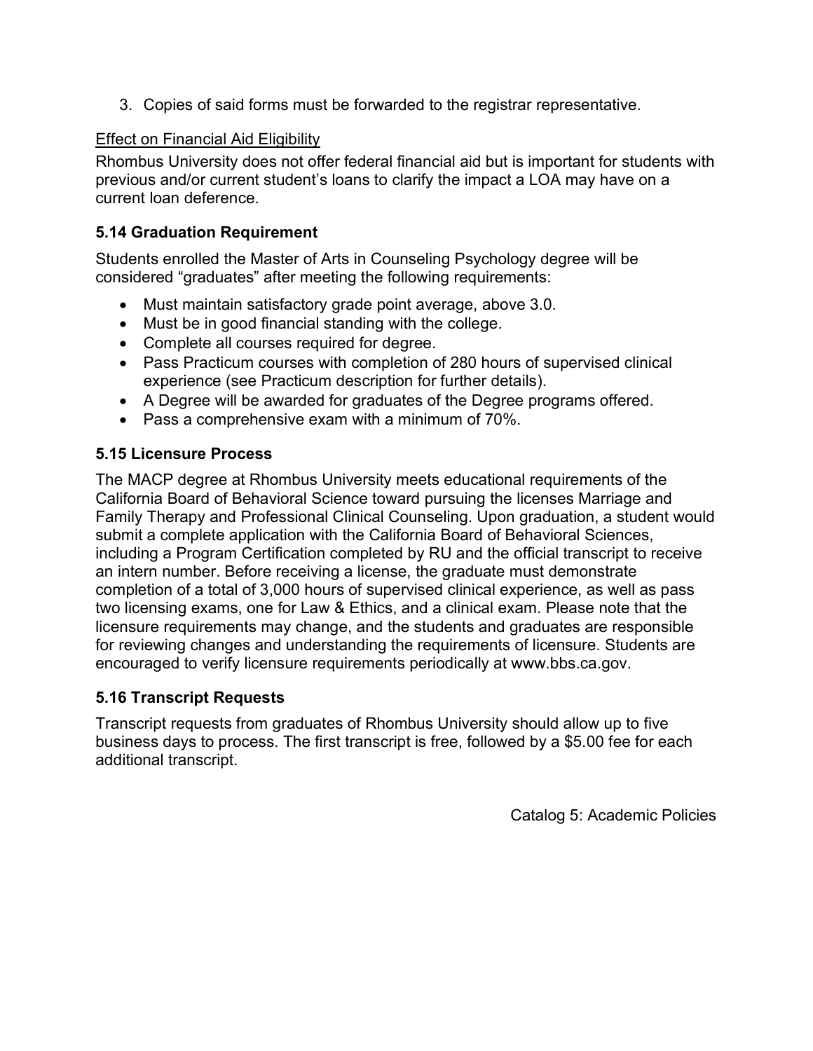3. Copies of said forms must be forwarded to the registrar representative.

<u>Effect on Financial Aid Eligibility</u>

Rhombus University does not offer federal financial aid but is important for students with previous and/or current student's loans to clarify the impact a LOA may have on a current loan deference.

### 5.14 Graduation Requirement

Students enrolled the Master of Arts in Counseling Psychology degree will be considered "graduates" after meeting the following requirements:

- Must maintain satisfactory grade point average, above 3.0.
- Must be in good financial standing with the college.
- Complete all courses required for degree.
- Pass Practicum courses with completion of 280 hours of supervised clinical experience (see Practicum description for further details).
- A Degree will be awarded for graduates of the Degree programs offered.
- Pass a comprehensive exam with a minimum of 70%.

### 5.15 Licensure Process

The MACP degree at Rhombus University meets educational requirements of the California Board of Behavioral Science toward pursuing the licenses Marriage and Family Therapy and Professional Clinical Counseling. Upon graduation, a student would submit a complete application with the California Board of Behavioral Sciences, including a Program Certification completed by RU and the official transcript to receive an intern number. Before receiving a license, the graduate must demonstrate completion of a total of 3,000 hours of supervised clinical experience, as well as pass two licensing exams, one for Law & Ethics, and a clinical exam. Please note that the licensure requirements may change, and the students and graduates are responsible for reviewing changes and understanding the requirements of licensure. Students are encouraged to verify licensure requirements periodically at www.bbs.ca.gov.

### 5.16 Transcript Requests

Transcript requests from graduates of Rhombus University should allow up to five business days to process. The first transcript is free, followed by a $5.00 fee for each additional transcript.